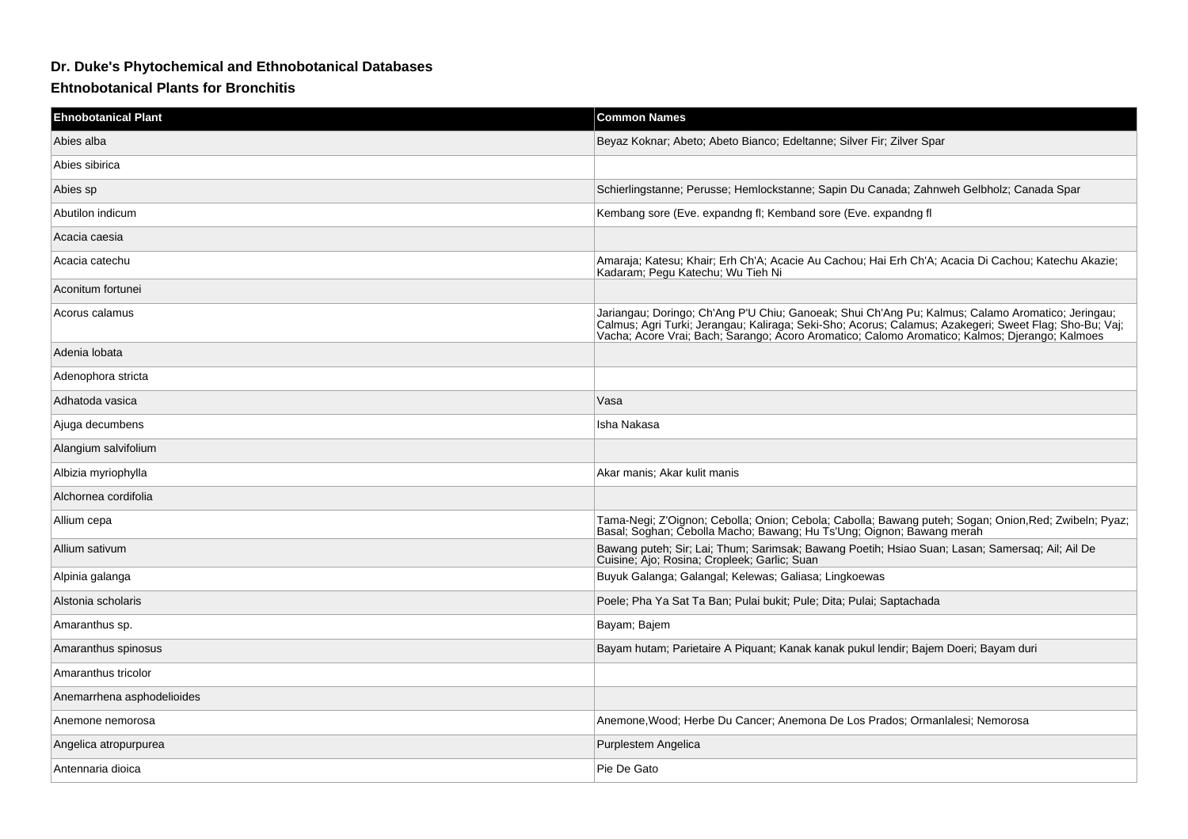# Dr. Duke's Phytochemical and Ethnobotanical Databases

## Ehtnobotanical Plants for Bronchitis

| Ehnobotanical Plant | Common Names |
| --- | --- |
| Abies alba | Beyaz Koknar; Abeto; Abeto Bianco; Edeltanne; Silver Fir; Zilver Spar |
| Abies sibirica | |
| Abies sp | Schierlingstanne; Perusse; Hemlockstanne; Sapin Du Canada; Zahnweh Gelbholz; Canada Spar |
| Abutilon indicum | Kembang sore (Eve. expandng fl; Kemband sore (Eve. expandng fl |
| Acacia caesia | |
| Acacia catechu | Amaraja; Katesu; Khair; Erh Ch'A; Acacie Au Cachou; Hai Erh Ch'A; Acacia Di Cachou; Katechu Akazie; Kadaram; Pegu Katechu; Wu Tieh Ni |
| Aconitum fortunei | |
| Acorus calamus | Jariangau; Doringo; Ch'Ang P'U Chiu; Ganoeak; Shui Ch'Ang Pu; Kalmus; Calamo Aromatico; Jeringau; Calmus; Agri Turki; Jerangau; Kaliraga; Seki-Sho; Acorus; Calamus; Azakegeri; Sweet Flag; Sho-Bu; Vaj; Vacha; Acore Vrai; Bach; Sarango; Acoro Aromatico; Calomo Aromatico; Kalmos; Djerango; Kalmoes |
| Adenia lobata | |
| Adenophora stricta | |
| Adhatoda vasica | Vasa |
| Ajuga decumbens | Isha Nakasa |
| Alangium salvifolium | |
| Albizia myriophylla | Akar manis; Akar kulit manis |
| Alchornea cordifolia | |
| Allium cepa | Tama-Negi; Z'Oignon; Cebolla; Onion; Cebola; Cabolla; Bawang puteh; Sogan; Onion,Red; Zwibeln; Pyaz; Basal; Soghan; Cebolla Macho; Bawang; Hu Ts'Ung; Oignon; Bawang merah |
| Allium sativum | Bawang puteh; Sir; Lai; Thum; Sarimsak; Bawang Poetih; Hsiao Suan; Lasan; Samersaq; Ail; Ail De Cuisine; Ajo; Rosina; Cropleek; Garlic; Suan |
| Alpinia galanga | Buyuk Galanga; Galangal; Kelewas; Galiasa; Lingkoewas |
| Alstonia scholaris | Poele; Pha Ya Sat Ta Ban; Pulai bukit; Pule; Dita; Pulai; Saptachada |
| Amaranthus sp. | Bayam; Bajem |
| Amaranthus spinosus | Bayam hutam; Parietaire A Piquant; Kanak kanak pukul lendir; Bajem Doeri; Bayam duri |
| Amaranthus tricolor | |
| Anemarrhena asphodelioides | |
| Anemone nemorosa | Anemone,Wood; Herbe Du Cancer; Anemona De Los Prados; Ormanlalesi; Nemorosa |
| Angelica atropurpurea | Purplestem Angelica |
| Antennaria dioica | Pie De Gato |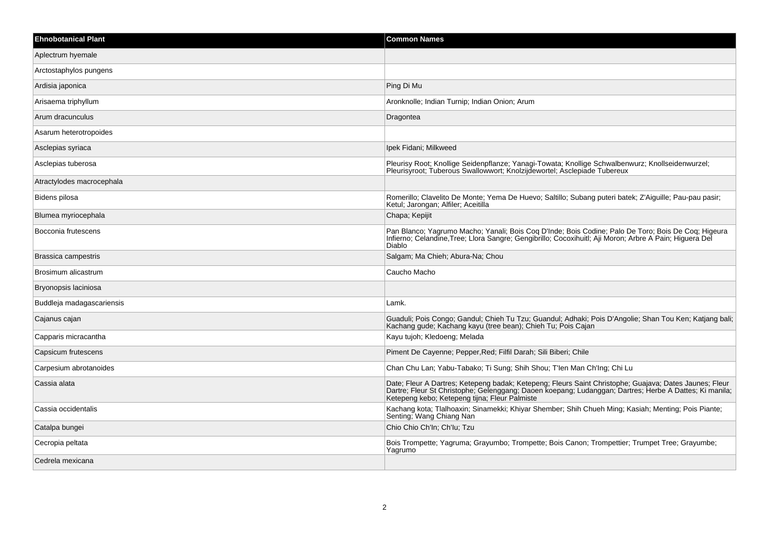| Ehnobotanical Plant | Common Names |
| --- | --- |
| Aplectrum hyemale | |
| Arctostaphylos pungens | |
| Ardisia japonica | Ping Di Mu |
| Arisaema triphyllum | Aronknolle; Indian Turnip; Indian Onion; Arum |
| Arum dracunculus | Dragontea |
| Asarum heterotropoides | |
| Asclepias syriaca | Ipek Fidani; Milkweed |
| Asclepias tuberosa | Pleurisy Root; Knollige Seidenpflanze; Yanagi-Towata; Knollige Schwalbenwurz; Knollseidenwurzel; Pleurisyroot; Tuberous Swallowwort; Knolzijdewortel; Asclepiade Tubereux |
| Atractylodes macrocephala | |
| Bidens pilosa | Romerillo; Clavelito De Monte; Yema De Huevo; Saltillo; Subang puteri batek; Z'Aiguille; Pau-pau pasir; Ketul; Jarongan; Alfiler; Aceitilla |
| Blumea myriocephala | Chapa; Kepijit |
| Bocconia frutescens | Pan Blanco; Yagrumo Macho; Yanali; Bois Coq D'Inde; Bois Codine; Palo De Toro; Bois De Coq; Higeura Infierno; Celandine,Tree; Llora Sangre; Gengibrillo; Cocoxihuitl; Aji Moron; Arbre A Pain; Higuera Del Diablo |
| Brassica campestris | Salgam; Ma Chieh; Abura-Na; Chou |
| Brosimum alicastrum | Caucho Macho |
| Bryonopsis laciniosa | |
| Buddleja madagascariensis | Lamk. |
| Cajanus cajan | Guaduli; Pois Congo; Gandul; Chieh Tu Tzu; Guandul; Adhaki; Pois D'Angolie; Shan Tou Ken; Katjang bali; Kachang gude; Kachang kayu (tree bean); Chieh Tu; Pois Cajan |
| Capparis micracantha | Kayu tujoh; Kledoeng; Melada |
| Capsicum frutescens | Piment De Cayenne; Pepper,Red; Filfil Darah; Sili Biberi; Chile |
| Carpesium abrotanoides | Chan Chu Lan; Yabu-Tabako; Ti Sung; Shih Shou; T'Ien Man Ch'Ing; Chi Lu |
| Cassia alata | Date; Fleur A Dartres; Ketepeng badak; Ketepeng; Fleurs Saint Christophe; Guajava; Dates Jaunes; Fleur Dartre; Fleur St Christophe; Gelenggang; Daoen koepang; Ludanggan; Dartres; Herbe A Dattes; Ki manila; Ketepeng kebo; Ketepeng tijna; Fleur Palmiste |
| Cassia occidentalis | Kachang kota; Tlalhoaxin; Sinamekki; Khiyar Shember; Shih Chueh Ming; Kasiah; Menting; Pois Piante; Senting; Wang Chiang Nan |
| Catalpa bungei | Chio Chio Ch'In; Ch'Iu; Tzu |
| Cecropia peltata | Bois Trompette; Yagruma; Grayumbo; Trompette; Bois Canon; Trompettier; Trumpet Tree; Grayumbe; Yagrumo |
| Cedrela mexicana | |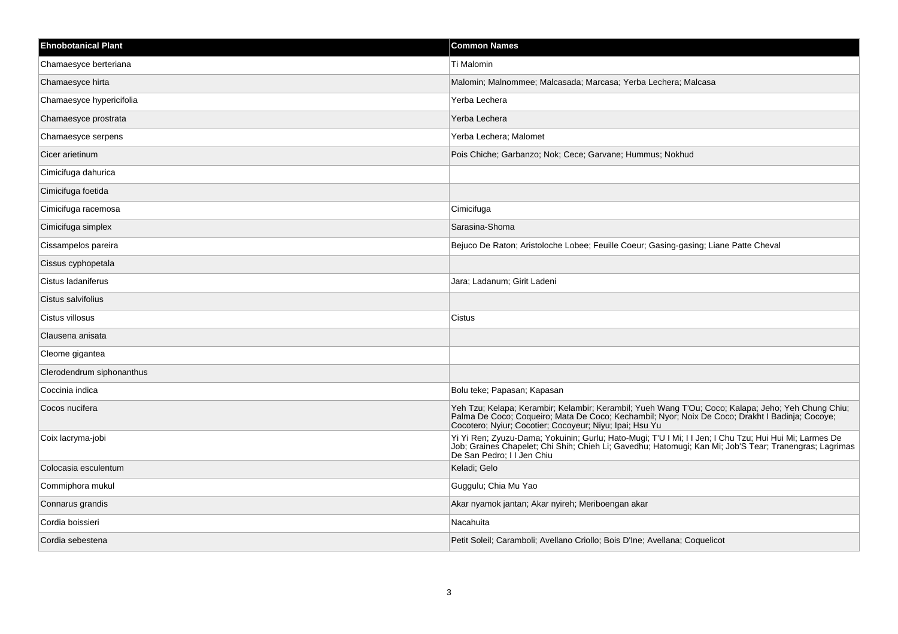| Ehnobotanical Plant | Common Names |
| --- | --- |
| Chamaesyce berteriana | Ti Malomin |
| Chamaesyce hirta | Malomin; Malnommee; Malcasada; Marcasa; Yerba Lechera; Malcasa |
| Chamaesyce hypericifolia | Yerba Lechera |
| Chamaesyce prostrata | Yerba Lechera |
| Chamaesyce serpens | Yerba Lechera; Malomet |
| Cicer arietinum | Pois Chiche; Garbanzo; Nok; Cece; Garvane; Hummus; Nokhud |
| Cimicifuga dahurica | |
| Cimicifuga foetida | |
| Cimicifuga racemosa | Cimicifuga |
| Cimicifuga simplex | Sarasina-Shoma |
| Cissampelos pareira | Bejuco De Raton; Aristoloche Lobee; Feuille Coeur; Gasing-gasing; Liane Patte Cheval |
| Cissus cyphopetala | |
| Cistus ladaniferus | Jara; Ladanum; Girit Ladeni |
| Cistus salvifolius | |
| Cistus villosus | Cistus |
| Clausena anisata | |
| Cleome gigantea | |
| Clerodendrum siphonanthus | |
| Coccinia indica | Bolu teke; Papasan; Kapasan |
| Cocos nucifera | Yeh Tzu; Kelapa; Kerambir; Kelambir; Kerambil; Yueh Wang T'Ou; Coco; Kalapa; Jeho; Yeh Chung Chiu; Palma De Coco; Coqueiro; Mata De Coco; Kechambil; Nyor; Noix De Coco; Drakht I Badinja; Cocoye; Cocotero; Nyiur; Cocotier; Cocoyeur; Niyu; Ipai; Hsu Yu |
| Coix lacryma-jobi | Yi Yi Ren; Zyuzu-Dama; Yokuinin; Gurlu; Hato-Mugi; T'U I Mi; I I Jen; I Chu Tzu; Hui Hui Mi; Larmes De Job; Graines Chapelet; Chi Shih; Chieh Li; Gavedhu; Hatomugi; Kan Mi; Job'S Tear; Tranengras; Lagrimas De San Pedro; I I Jen Chiu |
| Colocasia esculentum | Keladi; Gelo |
| Commiphora mukul | Guggulu; Chia Mu Yao |
| Connarus grandis | Akar nyamok jantan; Akar nyireh; Meriboengan akar |
| Cordia boissieri | Nacahuita |
| Cordia sebestena | Petit Soleil; Caramboli; Avellano Criollo; Bois D'Ine; Avellana; Coquelicot |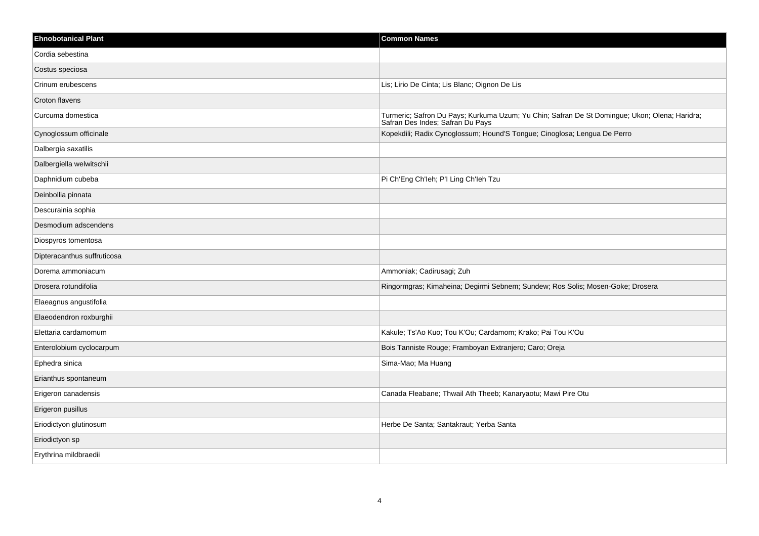| Ehnobotanical Plant | Common Names |
| --- | --- |
| Cordia sebestina | |
| Costus speciosa | |
| Crinum erubescens | Lis; Lirio De Cinta; Lis Blanc; Oignon De Lis |
| Croton flavens | |
| Curcuma domestica | Turmeric; Safron Du Pays; Kurkuma Uzum; Yu Chin; Safran De St Domingue; Ukon; Olena; Haridra; Safran Des Indes; Safran Du Pays |
| Cynoglossum officinale | Kopekdili; Radix Cynoglossum; Hound'S Tongue; Cinoglosa; Lengua De Perro |
| Dalbergia saxatilis | |
| Dalbergiella welwitschii | |
| Daphnidium cubeba | Pi Ch'Eng Ch'Ieh; P'I Ling Ch'Ieh Tzu |
| Deinbollia pinnata | |
| Descurainia sophia | |
| Desmodium adscendens | |
| Diospyros tomentosa | |
| Dipteracanthus suffruticosa | |
| Dorema ammoniacum | Ammoniak; Cadirusagi; Zuh |
| Drosera rotundifolia | Ringormgras; Kimaheina; Degirmi Sebnem; Sundew; Ros Solis; Mosen-Goke; Drosera |
| Elaeagnus angustifolia | |
| Elaeodendron roxburghii | |
| Elettaria cardamomum | Kakule; Ts'Ao Kuo; Tou K'Ou; Cardamom; Krako; Pai Tou K'Ou |
| Enterolobium cyclocarpum | Bois Tanniste Rouge; Framboyan Extranjero; Caro; Oreja |
| Ephedra sinica | Sima-Mao; Ma Huang |
| Erianthus spontaneum | |
| Erigeron canadensis | Canada Fleabane; Thwail Ath Theeb; Kanaryaotu; Mawi Pire Otu |
| Erigeron pusillus | |
| Eriodictyon glutinosum | Herbe De Santa; Santakraut; Yerba Santa |
| Eriodictyon sp | |
| Erythrina mildbraedii | |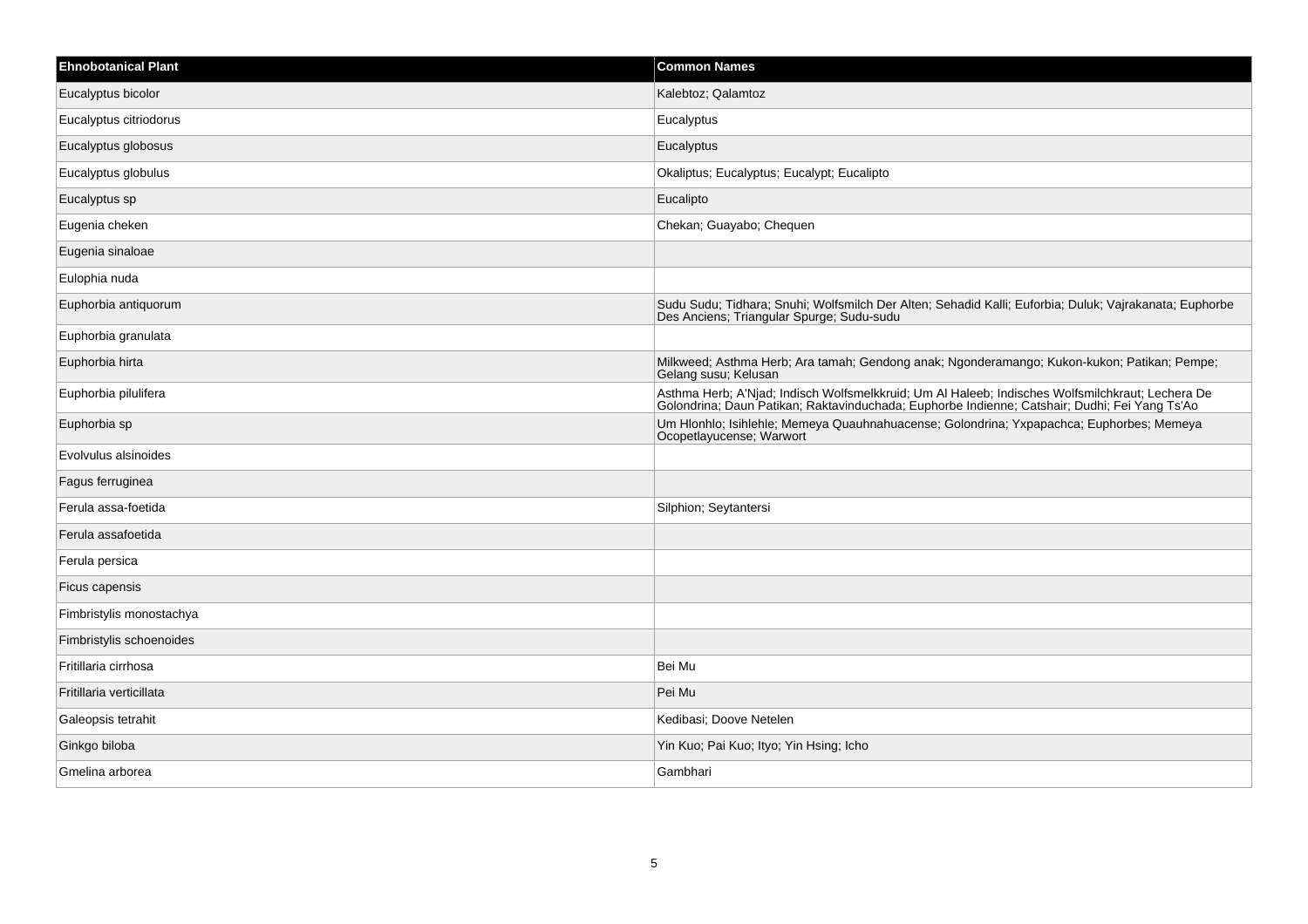| Ehnobotanical Plant | Common Names |
| --- | --- |
| Eucalyptus bicolor | Kalebtoz; Qalamtoz |
| Eucalyptus citriodorus | Eucalyptus |
| Eucalyptus globosus | Eucalyptus |
| Eucalyptus globulus | Okaliptus; Eucalyptus; Eucalypt; Eucalipto |
| Eucalyptus sp | Eucalipto |
| Eugenia cheken | Chekan; Guayabo; Chequen |
| Eugenia sinaloae | |
| Eulophia nuda | |
| Euphorbia antiquorum | Sudu Sudu; Tidhara; Snuhi; Wolfsmilch Der Alten; Sehadid Kalli; Euforbia; Duluk; Vajrakanata; Euphorbe Des Anciens; Triangular Spurge; Sudu-sudu |
| Euphorbia granulata | |
| Euphorbia hirta | Milkweed; Asthma Herb; Ara tamah; Gendong anak; Ngonderamango; Kukon-kukon; Patikan; Pempe; Gelang susu; Kelusan |
| Euphorbia pilulifera | Asthma Herb; A'Njad; Indisch Wolfsmelkkruid; Um Al Haleeb; Indisches Wolfsmilchkraut; Lechera De Golondrina; Daun Patikan; Raktavinduchada; Euphorbe Indienne; Catshair; Dudhi; Fei Yang Ts'Ao |
| Euphorbia sp | Um Hlonhlo; Isihlehle; Memeya Quauhnahuacense; Golondrina; Yxpapachca; Euphorbes; Memeya Ocopetlayucense; Warwort |
| Evolvulus alsinoides | |
| Fagus ferruginea | |
| Ferula assa-foetida | Silphion; Seytantersi |
| Ferula assafoetida | |
| Ferula persica | |
| Ficus capensis | |
| Fimbristylis monostachya | |
| Fimbristylis schoenoides | |
| Fritillaria cirrhosa | Bei Mu |
| Fritillaria verticillata | Pei Mu |
| Galeopsis tetrahit | Kedibasi; Doove Netelen |
| Ginkgo biloba | Yin Kuo; Pai Kuo; Ityo; Yin Hsing; Icho |
| Gmelina arborea | Gambhari |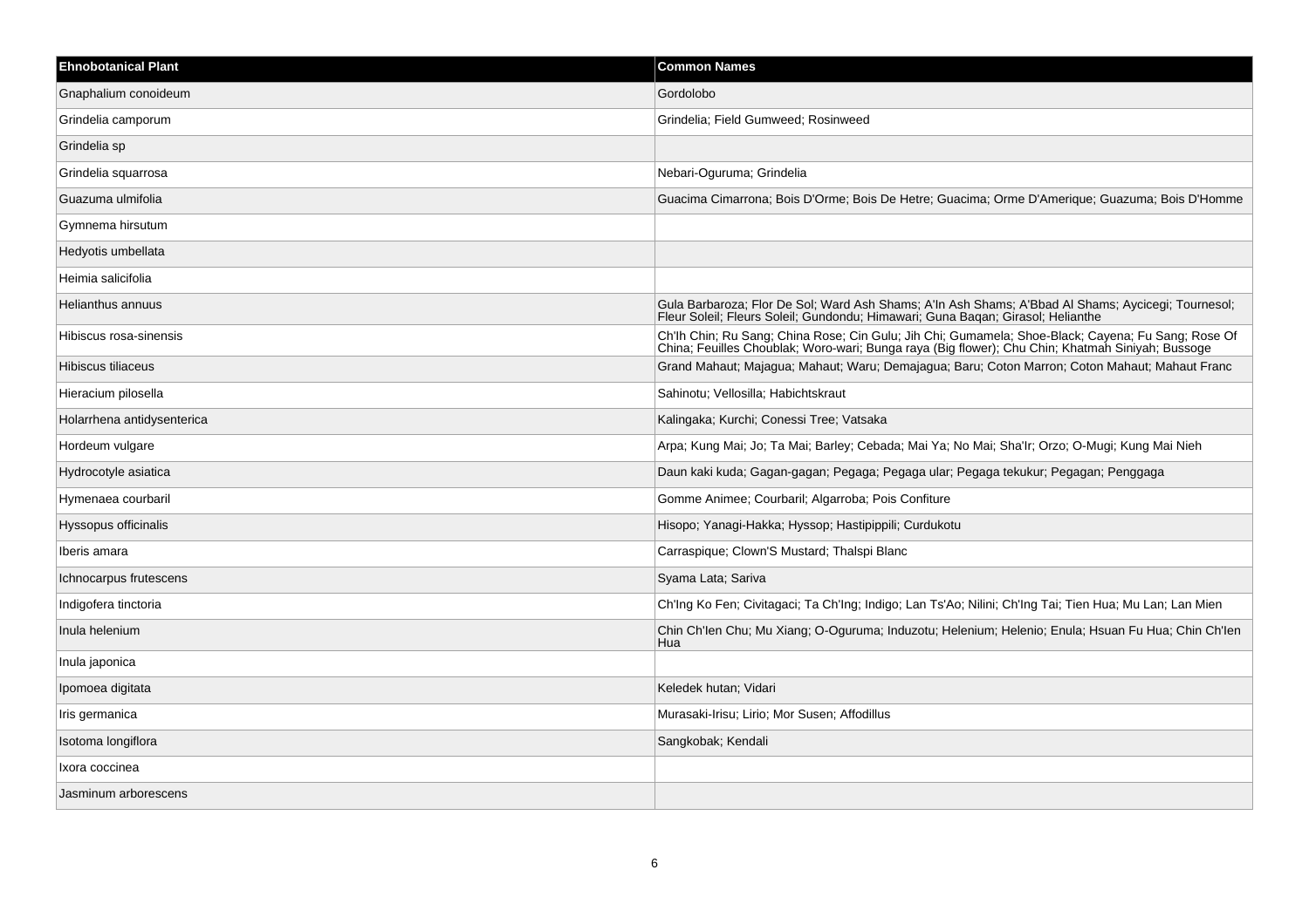| Ehnobotanical Plant | Common Names |
|---|---|
| Gnaphalium conoideum | Gordolobo |
| Grindelia camporum | Grindelia; Field Gumweed; Rosinweed |
| Grindelia sp | |
| Grindelia squarrosa | Nebari-Oguruma; Grindelia |
| Guazuma ulmifolia | Guacima Cimarrona; Bois D'Orme; Bois De Hetre; Guacima; Orme D'Amerique; Guazuma; Bois D'Homme |
| Gymnema hirsutum | |
| Hedyotis umbellata | |
| Heimia salicifolia | |
| Helianthus annuus | Gula Barbaroza; Flor De Sol; Ward Ash Shams; A'In Ash Shams; A'Bbad Al Shams; Aycicegi; Tournesol; Fleur Soleil; Fleurs Soleil; Gundondu; Himawari; Guna Baqan; Girasol; Helianthe |
| Hibiscus rosa-sinensis | Ch'Ih Chin; Ru Sang; China Rose; Cin Gulu; Jih Chi; Gumamela; Shoe-Black; Cayena; Fu Sang; Rose Of China; Feuilles Choublak; Woro-wari; Bunga raya (Big flower); Chu Chin; Khatmah Siniyah; Bussoge |
| Hibiscus tiliaceus | Grand Mahaut; Majagua; Mahaut; Waru; Demajagua; Baru; Coton Marron; Coton Mahaut; Mahaut Franc |
| Hieracium pilosella | Sahinotu; Vellosilla; Habichtskraut |
| Holarrhena antidysenterica | Kalingaka; Kurchi; Conessi Tree; Vatsaka |
| Hordeum vulgare | Arpa; Kung Mai; Jo; Ta Mai; Barley; Cebada; Mai Ya; No Mai; Sha'Ir; Orzo; O-Mugi; Kung Mai Nieh |
| Hydrocotyle asiatica | Daun kaki kuda; Gagan-gagan; Pegaga; Pegaga ular; Pegaga tekukur; Pegagan; Penggaga |
| Hymenaea courbaril | Gomme Animee; Courbaril; Algarroba; Pois Confiture |
| Hyssopus officinalis | Hisopo; Yanagi-Hakka; Hyssop; Hastipippili; Curdukotu |
| Iberis amara | Carraspique; Clown'S Mustard; Thalspi Blanc |
| Ichnocarpus frutescens | Syama Lata; Sariva |
| Indigofera tinctoria | Ch'Ing Ko Fen; Civitagaci; Ta Ch'Ing; Indigo; Lan Ts'Ao; Nilini; Ch'Ing Tai; Tien Hua; Mu Lan; Lan Mien |
| Inula helenium | Chin Ch'Ien Chu; Mu Xiang; O-Oguruma; Induzotu; Helenium; Helenio; Enula; Hsuan Fu Hua; Chin Ch'Ien Hua |
| Inula japonica | |
| Ipomoea digitata | Keledek hutan; Vidari |
| Iris germanica | Murasaki-Irisu; Lirio; Mor Susen; Affodillus |
| Isotoma longiflora | Sangkobak; Kendali |
| Ixora coccinea | |
| Jasminum arborescens | |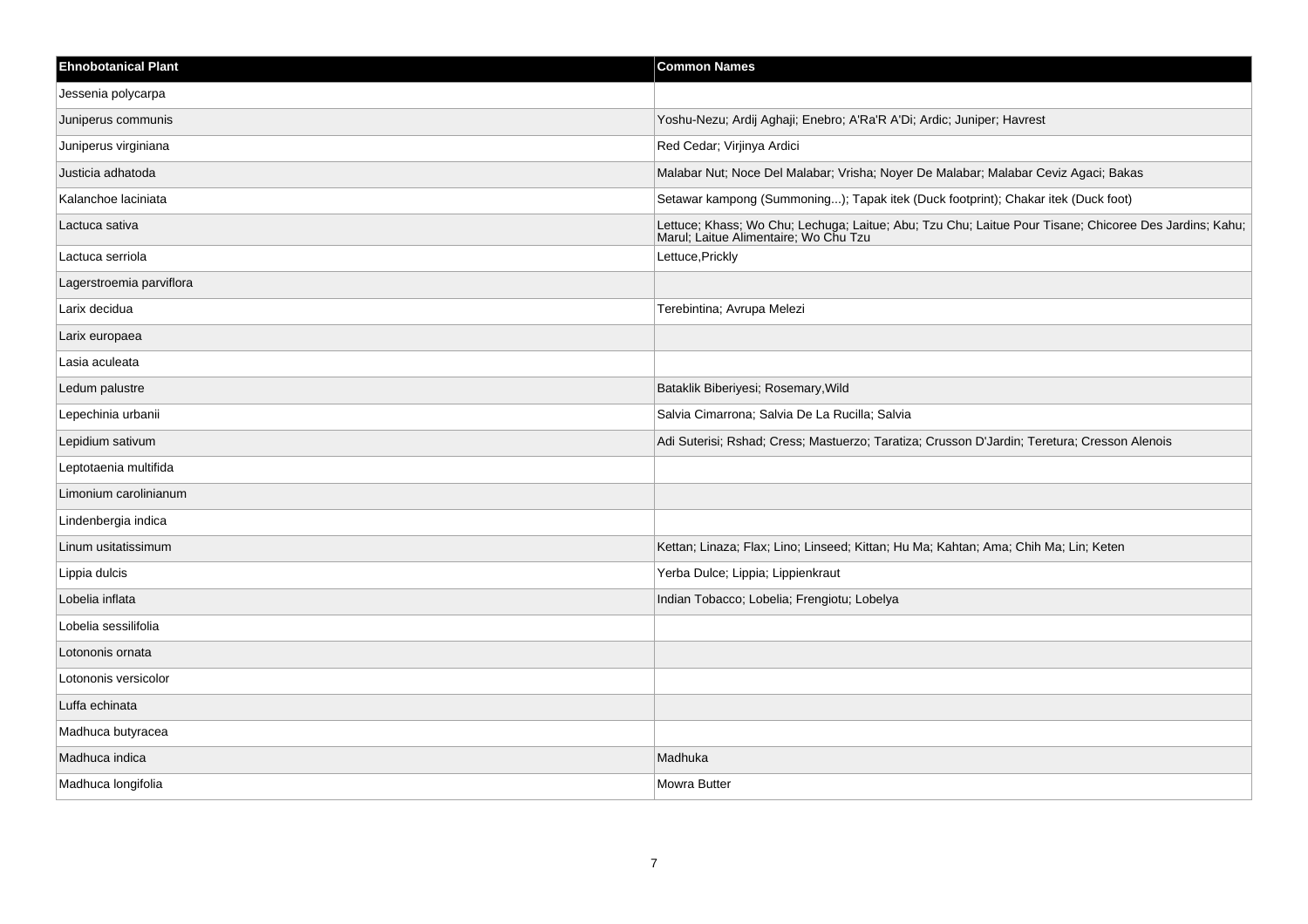| Ehnobotanical Plant | Common Names |
|---|---|
| Jessenia polycarpa | |
| Juniperus communis | Yoshu-Nezu; Ardij Aghaji; Enebro; A'Ra'R A'Di; Ardic; Juniper; Havrest |
| Juniperus virginiana | Red Cedar; Virjinya Ardici |
| Justicia adhatoda | Malabar Nut; Noce Del Malabar; Vrisha; Noyer De Malabar; Malabar Ceviz Agaci; Bakas |
| Kalanchoe laciniata | Setawar kampong (Summoning...); Tapak itek (Duck footprint); Chakar itek (Duck foot) |
| Lactuca sativa | Lettuce; Khass; Wo Chu; Lechuga; Laitue; Abu; Tzu Chu; Laitue Pour Tisane; Chicoree Des Jardins; Kahu; Marul; Laitue Alimentaire; Wo Chu Tzu |
| Lactuca serriola | Lettuce,Prickly |
| Lagerstroemia parviflora | |
| Larix decidua | Terebintina; Avrupa Melezi |
| Larix europaea | |
| Lasia aculeata | |
| Ledum palustre | Bataklik Biberiyesi; Rosemary,Wild |
| Lepechinia urbanii | Salvia Cimarrona; Salvia De La Rucilla; Salvia |
| Lepidium sativum | Adi Suterisi; Rshad; Cress; Mastuerzo; Taratiza; Crusson D'Jardin; Teretura; Cresson Alenois |
| Leptotaenia multifida | |
| Limonium carolinianum | |
| Lindenbergia indica | |
| Linum usitatissimum | Kettan; Linaza; Flax; Lino; Linseed; Kittan; Hu Ma; Kahtan; Ama; Chih Ma; Lin; Keten |
| Lippia dulcis | Yerba Dulce; Lippia; Lippienkraut |
| Lobelia inflata | Indian Tobacco; Lobelia; Frengiotu; Lobelya |
| Lobelia sessilifolia | |
| Lotononis ornata | |
| Lotononis versicolor | |
| Luffa echinata | |
| Madhuca butyracea | |
| Madhuca indica | Madhuka |
| Madhuca longifolia | Mowra Butter |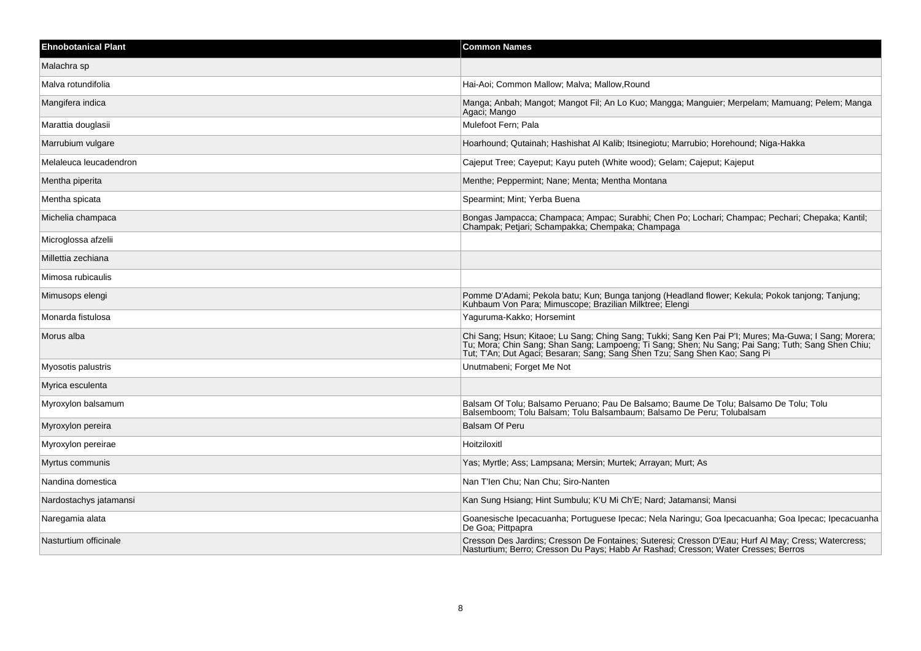| Ehnobotanical Plant | Common Names |
| --- | --- |
| Malachra sp | |
| Malva rotundifolia | Hai-Aoi; Common Mallow; Malva; Mallow,Round |
| Mangifera indica | Manga; Anbah; Mangot; Mangot Fil; An Lo Kuo; Mangga; Manguier; Merpelam; Mamuang; Pelem; Manga Agaci; Mango |
| Marattia douglasii | Mulefoot Fern; Pala |
| Marrubium vulgare | Hoarhound; Qutainah; Hashishat Al Kalib; Itsinegiotu; Marrubio; Horehound; Niga-Hakka |
| Melaleuca leucadendron | Cajeput Tree; Cayeput; Kayu puteh (White wood); Gelam; Cajeput; Kajeput |
| Mentha piperita | Menthe; Peppermint; Nane; Menta; Mentha Montana |
| Mentha spicata | Spearmint; Mint; Yerba Buena |
| Michelia champaca | Bongas Jampacca; Champaca; Ampac; Surabhi; Chen Po; Lochari; Champac; Pechari; Chepaka; Kantil; Champak; Petjari; Schampakka; Chempaka; Champaga |
| Microglossa afzelii | |
| Millettia zechiana | |
| Mimosa rubicaulis | |
| Mimusops elengi | Pomme D'Adami; Pekola batu; Kun; Bunga tanjong (Headland flower; Kekula; Pokok tanjong; Tanjung; Kuhbaum Von Para; Mimuscope; Brazilian Milktree; Elengi |
| Monarda fistulosa | Yaguruma-Kakko; Horsemint |
| Morus alba | Chi Sang; Hsun; Kitaoe; Lu Sang; Ching Sang; Tukki; Sang Ken Pai P'I; Mures; Ma-Guwa; I Sang; Morera; Tu; Mora; Chin Sang; Shan Sang; Lampoeng; Ti Sang; Shen; Nu Sang; Pai Sang; Tuth; Sang Shen Chiu; Tut; T'An; Dut Agaci; Besaran; Sang; Sang Shen Tzu; Sang Shen Kao; Sang Pi |
| Myosotis palustris | Unutmabeni; Forget Me Not |
| Myrica esculenta | |
| Myroxylon balsamum | Balsam Of Tolu; Balsamo Peruano; Pau De Balsamo; Baume De Tolu; Balsamo De Tolu; Tolu Balsemboom; Tolu Balsam; Tolu Balsambaum; Balsamo De Peru; Tolubalsam |
| Myroxylon pereira | Balsam Of Peru |
| Myroxylon pereirae | Hoitziloxitl |
| Myrtus communis | Yas; Myrtle; Ass; Lampsana; Mersin; Murtek; Arrayan; Murt; As |
| Nandina domestica | Nan T'Ien Chu; Nan Chu; Siro-Nanten |
| Nardostachys jatamansi | Kan Sung Hsiang; Hint Sumbulu; K'U Mi Ch'E; Nard; Jatamansi; Mansi |
| Naregamia alata | Goanesische Ipecacuanha; Portuguese Ipecac; Nela Naringu; Goa Ipecacuanha; Goa Ipecac; Ipecacuanha De Goa; Pittpapra |
| Nasturtium officinale | Cresson Des Jardins; Cresson De Fontaines; Suteresi; Cresson D'Eau; Hurf Al May; Cress; Watercress; Nasturtium; Berro; Cresson Du Pays; Habb Ar Rashad; Cresson; Water Cresses; Berros |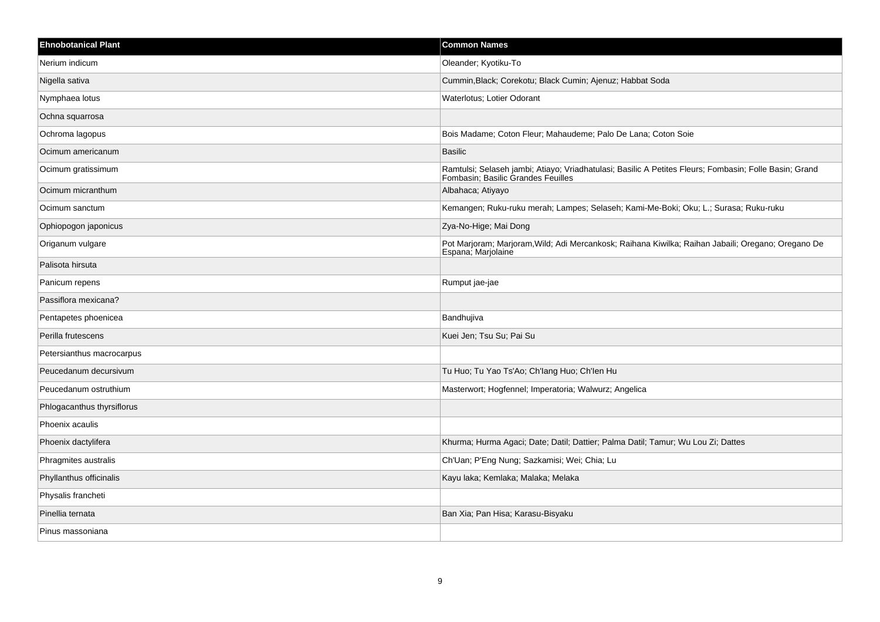| Ehnobotanical Plant | Common Names |
| --- | --- |
| Nerium indicum | Oleander; Kyotiku-To |
| Nigella sativa | Cummin,Black; Corekotu; Black Cumin; Ajenuz; Habbat Soda |
| Nymphaea lotus | Waterlotus; Lotier Odorant |
| Ochna squarrosa | |
| Ochroma lagopus | Bois Madame; Coton Fleur; Mahaudeme; Palo De Lana; Coton Soie |
| Ocimum americanum | Basilic |
| Ocimum gratissimum | Ramtulsi; Selaseh jambi; Atiayo; Vriadhatulasi; Basilic A Petites Fleurs; Fombasin; Folle Basin; Grand Fombasin; Basilic Grandes Feuilles |
| Ocimum micranthum | Albahaca; Atiyayo |
| Ocimum sanctum | Kemangen; Ruku-ruku merah; Lampes; Selaseh; Kami-Me-Boki; Oku; L.; Surasa; Ruku-ruku |
| Ophiopogon japonicus | Zya-No-Hige; Mai Dong |
| Origanum vulgare | Pot Marjoram; Marjoram,Wild; Adi Mercankosk; Raihana Kiwilka; Raihan Jabaili; Oregano; Oregano De Espana; Marjolaine |
| Palisota hirsuta | |
| Panicum repens | Rumput jae-jae |
| Passiflora mexicana? | |
| Pentapetes phoenicea | Bandhujiva |
| Perilla frutescens | Kuei Jen; Tsu Su; Pai Su |
| Petersianthus macrocarpus | |
| Peucedanum decursivum | Tu Huo; Tu Yao Ts'Ao; Ch'Iang Huo; Ch'Ien Hu |
| Peucedanum ostruthium | Masterwort; Hogfennel; Imperatoria; Walwurz; Angelica |
| Phlogacanthus thyrsiflorus | |
| Phoenix acaulis | |
| Phoenix dactylifera | Khurma; Hurma Agaci; Date; Datil; Dattier; Palma Datil; Tamur; Wu Lou Zi; Dattes |
| Phragmites australis | Ch'Uan; P'Eng Nung; Sazkamisi; Wei; Chia; Lu |
| Phyllanthus officinalis | Kayu laka; Kemlaka; Malaka; Melaka |
| Physalis francheti | |
| Pinellia ternata | Ban Xia; Pan Hisa; Karasu-Bisyaku |
| Pinus massoniana | |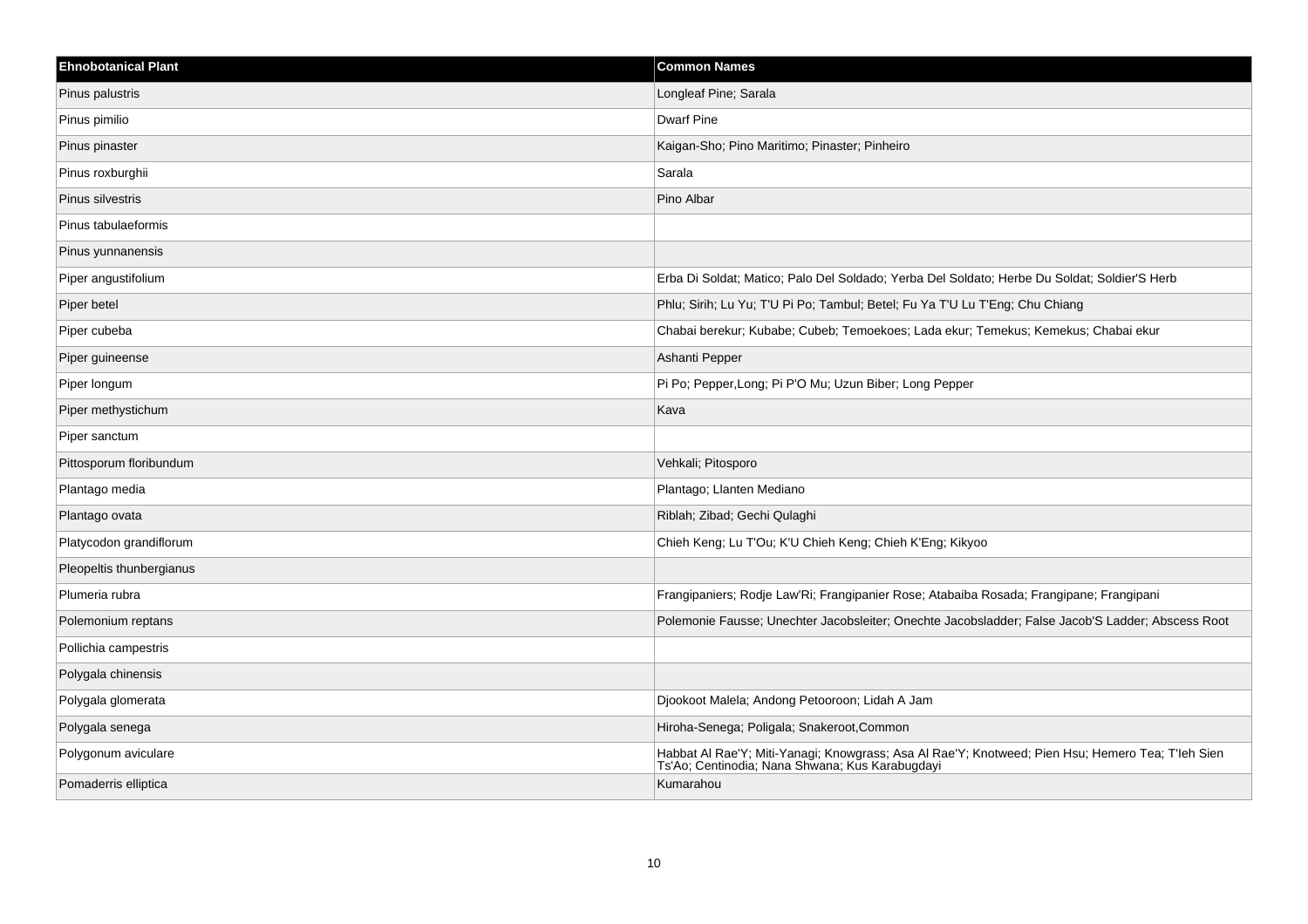| Ehnobotanical Plant | Common Names |
| --- | --- |
| Pinus palustris | Longleaf Pine; Sarala |
| Pinus pimilio | Dwarf Pine |
| Pinus pinaster | Kaigan-Sho; Pino Maritimo; Pinaster; Pinheiro |
| Pinus roxburghii | Sarala |
| Pinus silvestris | Pino Albar |
| Pinus tabulaeformis | |
| Pinus yunnanensis | |
| Piper angustifolium | Erba Di Soldat; Matico; Palo Del Soldado; Yerba Del Soldato; Herbe Du Soldat; Soldier'S Herb |
| Piper betel | Phlu; Sirih; Lu Yu; T'U Pi Po; Tambul; Betel; Fu Ya T'U Lu T'Eng; Chu Chiang |
| Piper cubeba | Chabai berekur; Kubabe; Cubeb; Temoekoes; Lada ekur; Temekus; Kemekus; Chabai ekur |
| Piper guineense | Ashanti Pepper |
| Piper longum | Pi Po; Pepper,Long; Pi P'O Mu; Uzun Biber; Long Pepper |
| Piper methystichum | Kava |
| Piper sanctum | |
| Pittosporum floribundum | Vehkali; Pitosporo |
| Plantago media | Plantago; Llanten Mediano |
| Plantago ovata | Riblah; Zibad; Gechi Qulaghi |
| Platycodon grandiflorum | Chieh Keng; Lu T'Ou; K'U Chieh Keng; Chieh K'Eng; Kikyoo |
| Pleopeltis thunbergianus | |
| Plumeria rubra | Frangipaniers; Rodje Law'Ri; Frangipanier Rose; Atabaiba Rosada; Frangipane; Frangipani |
| Polemonium reptans | Polemonie Fausse; Unechter Jacobsleiter; Onechte Jacobsladder; False Jacob'S Ladder; Abscess Root |
| Pollichia campestris | |
| Polygala chinensis | |
| Polygala glomerata | Djookoot Malela; Andong Petooroon; Lidah A Jam |
| Polygala senega | Hiroha-Senega; Poligala; Snakeroot,Common |
| Polygonum aviculare | Habbat Al Rae'Y; Miti-Yanagi; Knowgrass; Asa Al Rae'Y; Knotweed; Pien Hsu; Hemero Tea; T'Ieh Sien Ts'Ao; Centinodia; Nana Shwana; Kus Karabugdayi |
| Pomaderris elliptica | Kumarahou |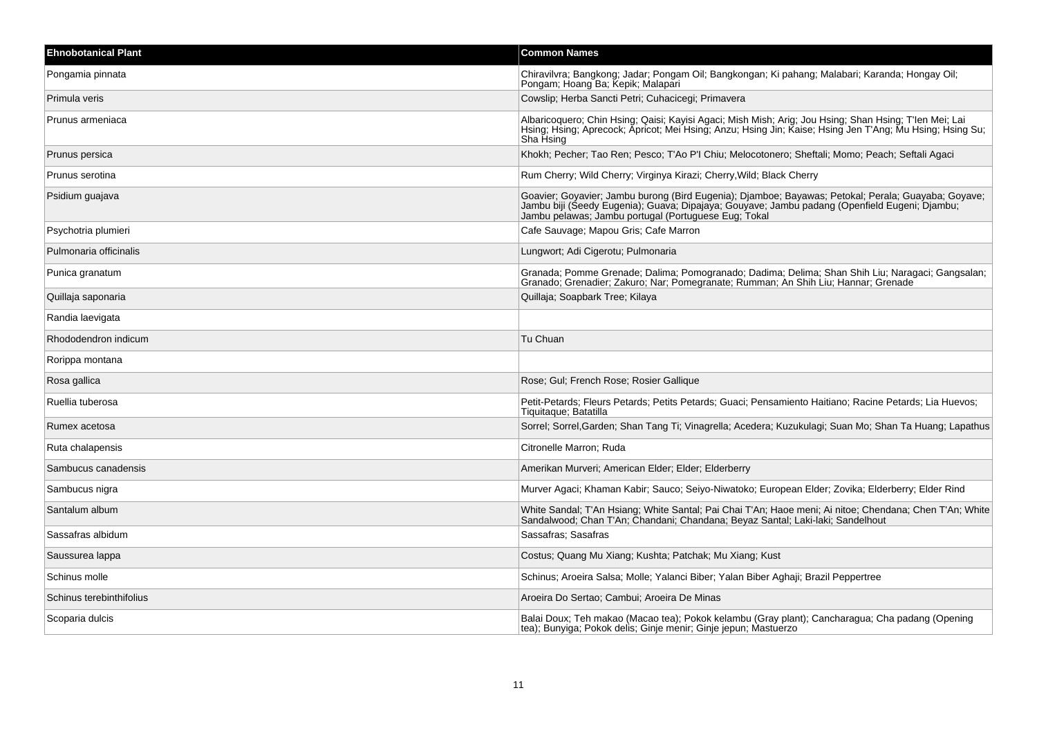| Ehnobotanical Plant | Common Names |
|---|---|
| Pongamia pinnata | Chiravilvra; Bangkong; Jadar; Pongam Oil; Bangkongan; Ki pahang; Malabari; Karanda; Hongay Oil; Pongam; Hoang Ba; Kepik; Malapari |
| Primula veris | Cowslip; Herba Sancti Petri; Cuhacicegi; Primavera |
| Prunus armeniaca | Albaricoquero; Chin Hsing; Qaisi; Kayisi Agaci; Mish Mish; Arig; Jou Hsing; Shan Hsing; T'Ien Mei; Lai Hsing; Hsing; Aprecock; Apricot; Mei Hsing; Anzu; Hsing Jin; Kaise; Hsing Jen T'Ang; Mu Hsing; Hsing Su; Sha Hsing |
| Prunus persica | Khokh; Pecher; Tao Ren; Pesco; T'Ao P'I Chiu; Melocotonero; Sheftali; Momo; Peach; Seftali Agaci |
| Prunus serotina | Rum Cherry; Wild Cherry; Virginya Kirazi; Cherry,Wild; Black Cherry |
| Psidium guajava | Goavier; Goyavier; Jambu burong (Bird Eugenia); Djamboe; Bayawas; Petokal; Perala; Guayaba; Goyave; Jambu biji (Seedy Eugenia); Guava; Dipajaya; Gouyave; Jambu padang (Openfield Eugeni; Djambu; Jambu pelawas; Jambu portugal (Portuguese Eug; Tokal |
| Psychotria plumieri | Cafe Sauvage; Mapou Gris; Cafe Marron |
| Pulmonaria officinalis | Lungwort; Adi Cigerotu; Pulmonaria |
| Punica granatum | Granada; Pomme Grenade; Dalima; Pomogranado; Dadima; Delima; Shan Shih Liu; Naragaci; Gangsalan; Granado; Grenadier; Zakuro; Nar; Pomegranate; Rumman; An Shih Liu; Hannar; Grenade |
| Quillaja saponaria | Quillaja; Soapbark Tree; Kilaya |
| Randia laevigata | |
| Rhododendron indicum | Tu Chuan |
| Rorippa montana | |
| Rosa gallica | Rose; Gul; French Rose; Rosier Gallique |
| Ruellia tuberosa | Petit-Petards; Fleurs Petards; Petits Petards; Guaci; Pensamiento Haitiano; Racine Petards; Lia Huevos; Tiquitaque; Batatilla |
| Rumex acetosa | Sorrel; Sorrel,Garden; Shan Tang Ti; Vinagrella; Acedera; Kuzukulagi; Suan Mo; Shan Ta Huang; Lapathus |
| Ruta chalapensis | Citronelle Marron; Ruda |
| Sambucus canadensis | Amerikan Murveri; American Elder; Elder; Elderberry |
| Sambucus nigra | Murver Agaci; Khaman Kabir; Sauco; Seiyo-Niwatoko; European Elder; Zovika; Elderberry; Elder Rind |
| Santalum album | White Sandal; T'An Hsiang; White Santal; Pai Chai T'An; Haoe meni; Ai nitoe; Chendana; Chen T'An; White Sandalwood; Chan T'An; Chandani; Chandana; Beyaz Santal; Laki-laki; Sandelhout |
| Sassafras albidum | Sassafras; Sasafras |
| Saussurea lappa | Costus; Quang Mu Xiang; Kushta; Patchak; Mu Xiang; Kust |
| Schinus molle | Schinus; Aroeira Salsa; Molle; Yalanci Biber; Yalan Biber Aghaji; Brazil Peppertree |
| Schinus terebinthifolius | Aroeira Do Sertao; Cambui; Aroeira De Minas |
| Scoparia dulcis | Balai Doux; Teh makao (Macao tea); Pokok kelambu (Gray plant); Cancharagua; Cha padang (Opening tea); Bunyiga; Pokok delis; Ginje menir; Ginje jepun; Mastuerzo |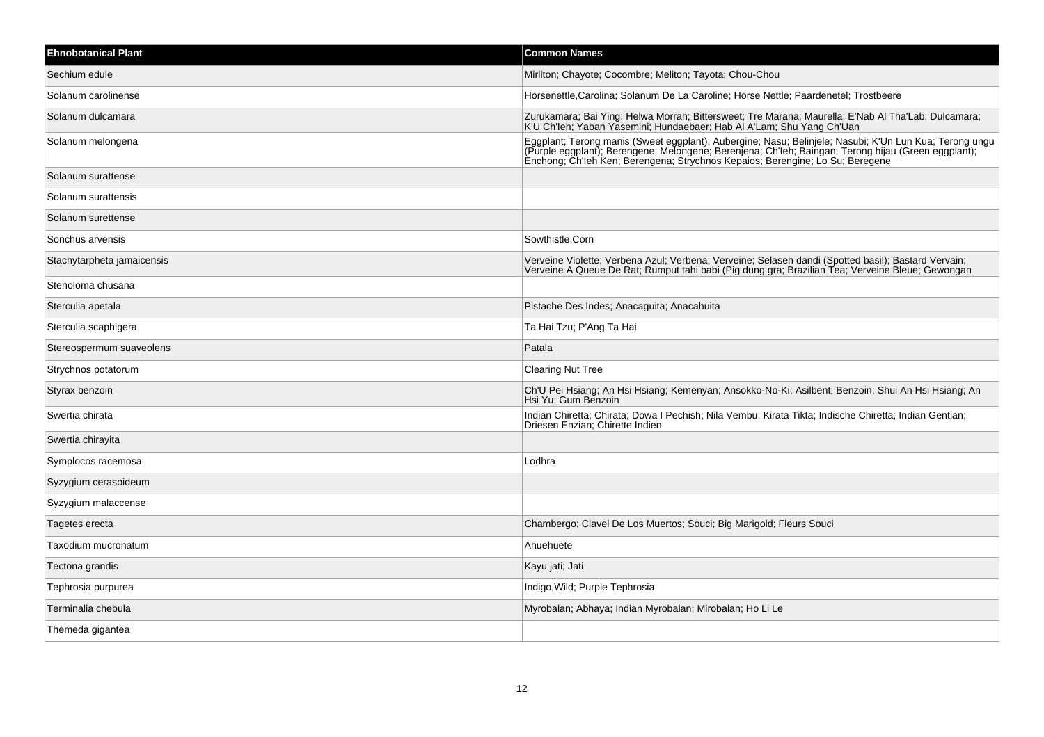| Ehnobotanical Plant | Common Names |
|---|---|
| Sechium edule | Mirliton; Chayote; Cocombre; Meliton; Tayota; Chou-Chou |
| Solanum carolinense | Horsenettle,Carolina; Solanum De La Caroline; Horse Nettle; Paardenetel; Trostbeere |
| Solanum dulcamara | Zurukamara; Bai Ying; Helwa Morrah; Bittersweet; Tre Marana; Maurella; E'Nab Al Tha'Lab; Dulcamara; K'U Ch'Ieh; Yaban Yasemini; Hundaebaer; Hab Al A'Lam; Shu Yang Ch'Uan |
| Solanum melongena | Eggplant; Terong manis (Sweet eggplant); Aubergine; Nasu; Belinjele; Nasubi; K'Un Lun Kua; Terong ungu (Purple eggplant); Berengene; Melongene; Berenjena; Ch'Ieh; Baingan; Terong hijau (Green eggplant); Enchong; Ch'Ieh Ken; Berengena; Strychnos Kepaios; Berengine; Lo Su; Beregene |
| Solanum surattense | |
| Solanum surattensis | |
| Solanum surettense | |
| Sonchus arvensis | Sowthistle,Corn |
| Stachytarpheta jamaicensis | Verveine Violette; Verbena Azul; Verbena; Verveine; Selaseh dandi (Spotted basil); Bastard Vervain; Verveine A Queue De Rat; Rumput tahi babi (Pig dung gra; Brazilian Tea; Verveine Bleue; Gewongan |
| Stenoloma chusana | |
| Sterculia apetala | Pistache Des Indes; Anacaguita; Anacahuita |
| Sterculia scaphigera | Ta Hai Tzu; P'Ang Ta Hai |
| Stereospermum suaveolens | Patala |
| Strychnos potatorum | Clearing Nut Tree |
| Styrax benzoin | Ch'U Pei Hsiang; An Hsi Hsiang; Kemenyan; Ansokko-No-Ki; Asilbent; Benzoin; Shui An Hsi Hsiang; An Hsi Yu; Gum Benzoin |
| Swertia chirata | Indian Chiretta; Chirata; Dowa I Pechish; Nila Vembu; Kirata Tikta; Indische Chiretta; Indian Gentian; Driesen Enzian; Chirette Indien |
| Swertia chirayita | |
| Symplocos racemosa | Lodhra |
| Syzygium cerasoideum | |
| Syzygium malaccense | |
| Tagetes erecta | Chambergo; Clavel De Los Muertos; Souci; Big Marigold; Fleurs Souci |
| Taxodium mucronatum | Ahuehuete |
| Tectona grandis | Kayu jati; Jati |
| Tephrosia purpurea | Indigo,Wild; Purple Tephrosia |
| Terminalia chebula | Myrobalan; Abhaya; Indian Myrobalan; Mirobalan; Ho Li Le |
| Themeda gigantea | |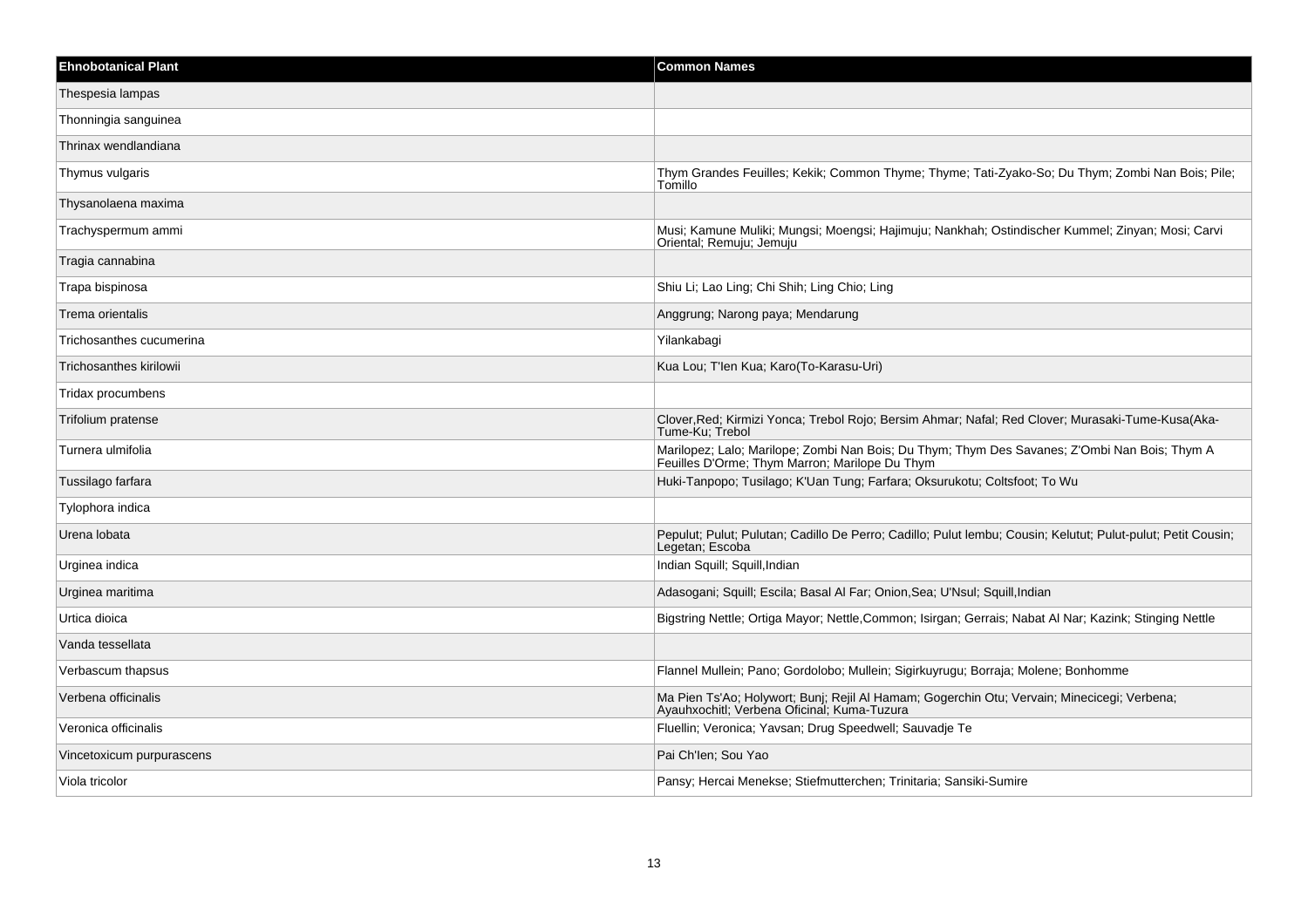| Ehnobotanical Plant | Common Names |
| --- | --- |
| Thespesia lampas | |
| Thonningia sanguinea | |
| Thrinax wendlandiana | |
| Thymus vulgaris | Thym Grandes Feuilles; Kekik; Common Thyme; Thyme; Tati-Zyako-So; Du Thym; Zombi Nan Bois; Pile; Tomillo |
| Thysanolaena maxima | |
| Trachyspermum ammi | Musi; Kamune Muliki; Mungsi; Moengsi; Hajimuju; Nankhah; Ostindischer Kummel; Zinyan; Mosi; Carvi Oriental; Remuju; Jemuju |
| Tragia cannabina | |
| Trapa bispinosa | Shiu Li; Lao Ling; Chi Shih; Ling Chio; Ling |
| Trema orientalis | Anggrung; Narong paya; Mendarung |
| Trichosanthes cucumerina | Yilankabagi |
| Trichosanthes kirilowii | Kua Lou; T'Ien Kua; Karo(To-Karasu-Uri) |
| Tridax procumbens | |
| Trifolium pratense | Clover,Red; Kirmizi Yonca; Trebol Rojo; Bersim Ahmar; Nafal; Red Clover; Murasaki-Tume-Kusa(Aka-Tume-Ku; Trebol |
| Turnera ulmifolia | Marilopez; Lalo; Marilope; Zombi Nan Bois; Du Thym; Thym Des Savanes; Z'Ombi Nan Bois; Thym A Feuilles D'Orme; Thym Marron; Marilope Du Thym |
| Tussilago farfara | Huki-Tanpopo; Tusilago; K'Uan Tung; Farfara; Oksurukotu; Coltsfoot; To Wu |
| Tylophora indica | |
| Urena lobata | Pepulut; Pulut; Pulutan; Cadillo De Perro; Cadillo; Pulut lembu; Cousin; Kelutut; Pulut-pulut; Petit Cousin; Legetan; Escoba |
| Urginea indica | Indian Squill; Squill,Indian |
| Urginea maritima | Adasogani; Squill; Escila; Basal Al Far; Onion,Sea; U'Nsul; Squill,Indian |
| Urtica dioica | Bigstring Nettle; Ortiga Mayor; Nettle,Common; Isirgan; Gerrais; Nabat Al Nar; Kazink; Stinging Nettle |
| Vanda tessellata | |
| Verbascum thapsus | Flannel Mullein; Pano; Gordolobo; Mullein; Sigirkuyrugu; Borraja; Molene; Bonhomme |
| Verbena officinalis | Ma Pien Ts'Ao; Holywort; Bunj; Rejil Al Hamam; Gogerchin Otu; Vervain; Minecicegi; Verbena; Ayauhxochitl; Verbena Oficinal; Kuma-Tuzura |
| Veronica officinalis | Fluellin; Veronica; Yavsan; Drug Speedwell; Sauvadje Te |
| Vincetoxicum purpurascens | Pai Ch'Ien; Sou Yao |
| Viola tricolor | Pansy; Hercai Menekse; Stiefmutterchen; Trinitaria; Sansiki-Sumire |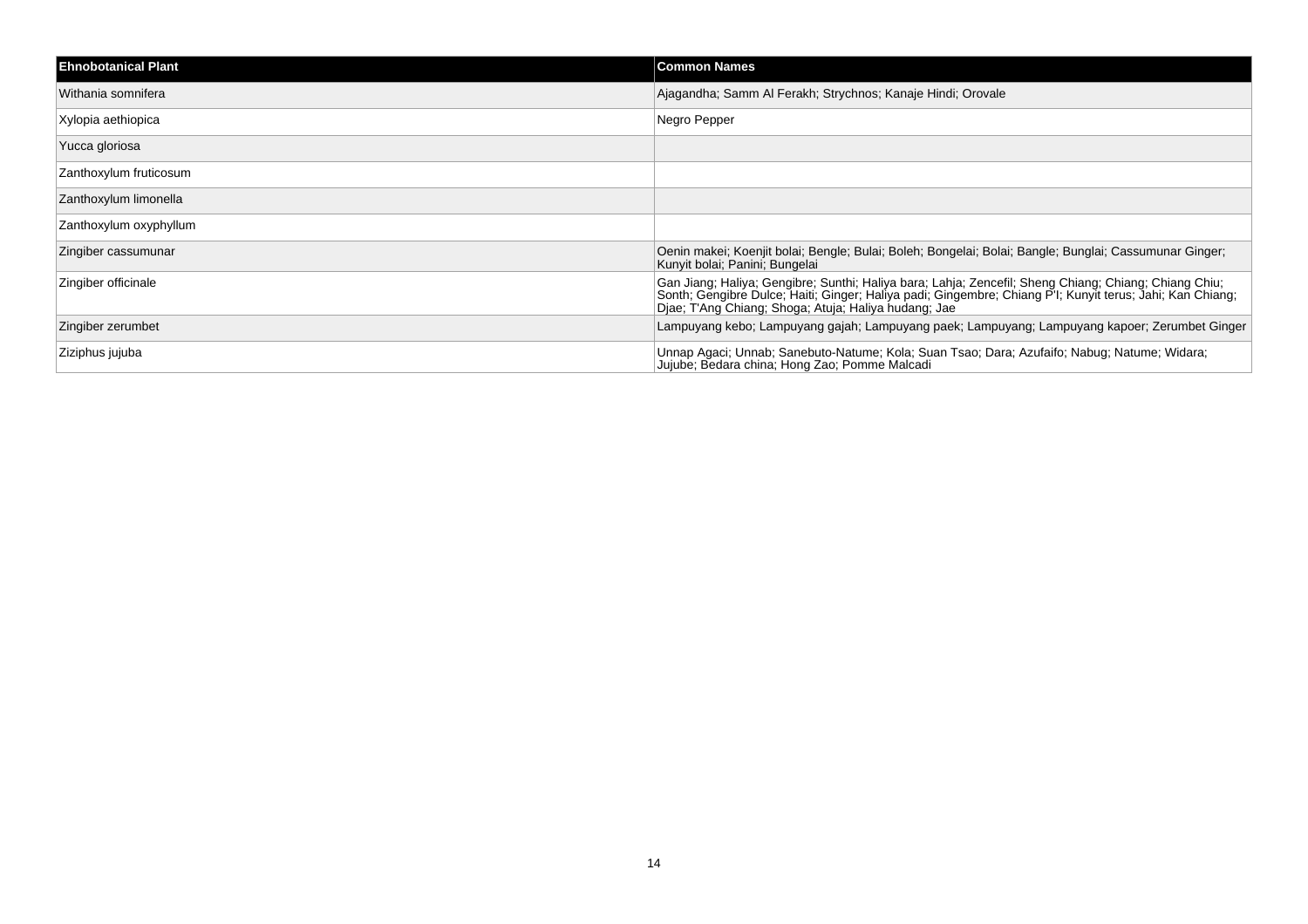| Ehnobotanical Plant | Common Names |
|---|---|
| Withania somnifera | Ajagandha; Samm Al Ferakh; Strychnos; Kanaje Hindi; Orovale |
| Xylopia aethiopica | Negro Pepper |
| Yucca gloriosa | |
| Zanthoxylum fruticosum | |
| Zanthoxylum limonella | |
| Zanthoxylum oxyphyllum | |
| Zingiber cassumunar | Oenin makei; Koenjit bolai; Bengle; Bulai; Boleh; Bongelai; Bolai; Bangle; Bunglai; Cassumunar Ginger; Kunyit bolai; Panini; Bungelai |
| Zingiber officinale | Gan Jiang; Haliya; Gengibre; Sunthi; Haliya bara; Lahja; Zencefil; Sheng Chiang; Chiang; Chiang Chiu; Sonth; Gengibre Dulce; Haiti; Ginger; Haliya padi; Gingembre; Chiang P'I; Kunyit terus; Jahi; Kan Chiang; Djae; T'Ang Chiang; Shoga; Atuja; Haliya hudang; Jae |
| Zingiber zerumbet | Lampuyang kebo; Lampuyang gajah; Lampuyang paek; Lampuyang; Lampuyang kapoer; Zerumbet Ginger |
| Ziziphus jujuba | Unnap Agaci; Unnab; Sanebuto-Natume; Kola; Suan Tsao; Dara; Azufaifo; Nabug; Natume; Widara; Jujube; Bedara china; Hong Zao; Pomme Malcadi |